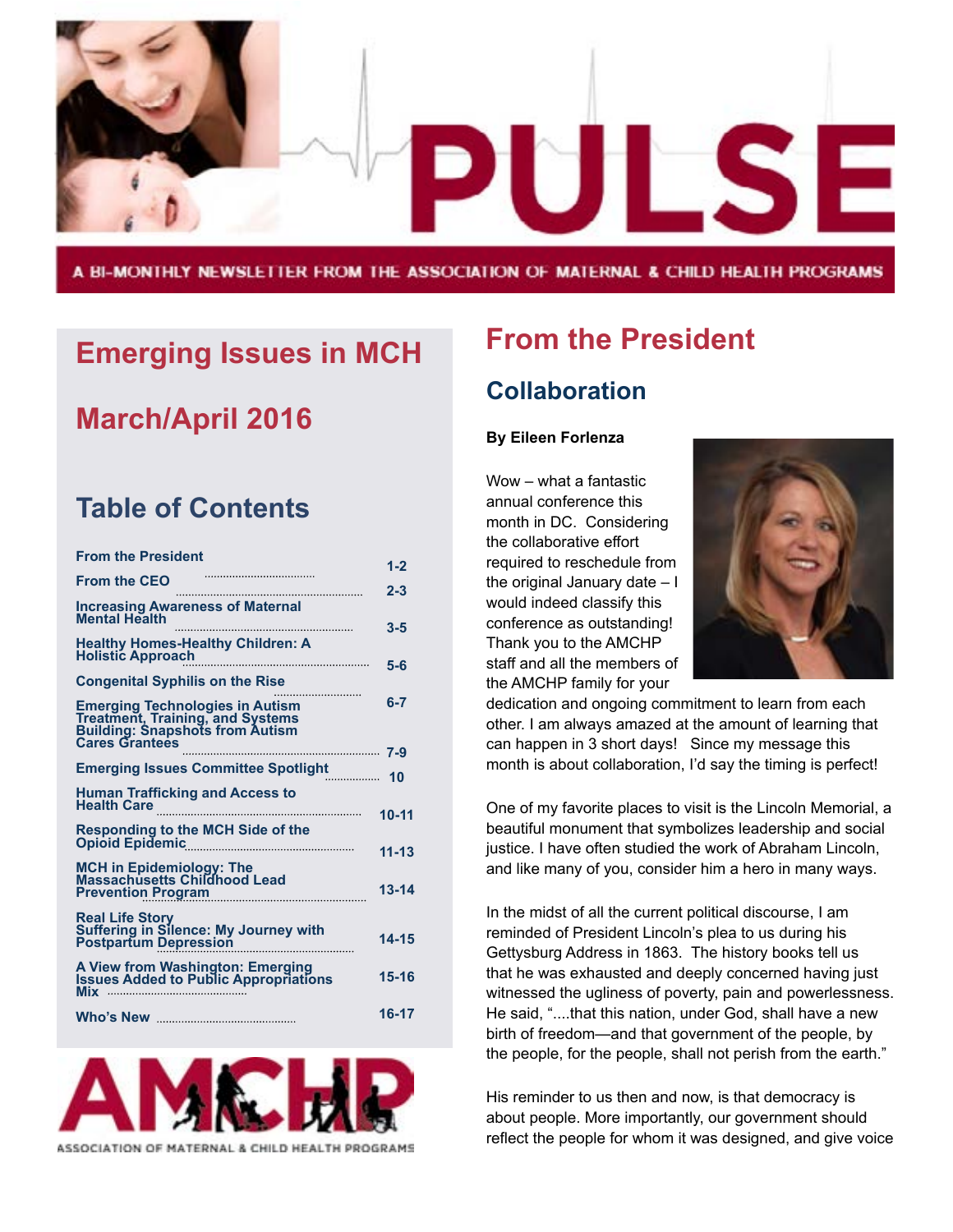# PULSE

A BI-MONTHLY NEWSLETTER FROM THE ASSOCIATION OF MATERNAL & CHILD HEALTH PROGRAMS

## Emerging Issues in MCH

## March/April 2016

## Table of Contents

| Section | Pages |
|---|---|
| From the President | 1-2 |
| From the CEO | 2-3 |
| Increasing Awareness of Maternal Mental Health | 3-5 |
| Healthy Homes-Healthy Children: A Holistic Approach | 5-6 |
| Congenital Syphilis on the Rise | 6-7 |
| Emerging Technologies in Autism Treatment, Training, and Systems Building: Snapshots from Autism Cares Grantees | 7-9 |
| Emerging Issues Committee Spotlight | 10 |
| Human Trafficking and Access to Health Care | 10-11 |
| Responding to the MCH Side of the Opioid Epidemic | 11-13 |
| MCH in Epidemiology: The Massachusetts Childhood Lead Prevention Program | 13-14 |
| Real Life Story Suffering in Silence: My Journey with Postpartum Depression | 14-15 |
| A View from Washington: Emerging Issues Added to Public Appropriations Mix | 15-16 |
| Who's New | 16-17 |

AMCHP

ASSOCIATION OF MATERNAL & CHILD HEALTH PROGRAMS

# From the President

## Collaboration

**By Eileen Forlenza**

Wow – what a fantastic annual conference this month in DC. Considering the collaborative effort required to reschedule from the original January date – I would indeed classify this conference as outstanding! Thank you to the AMCHP staff and all the members of the AMCHP family for your dedication and ongoing commitment to learn from each other. I am always amazed at the amount of learning that can happen in 3 short days! Since my message this month is about collaboration, I'd say the timing is perfect!

One of my favorite places to visit is the Lincoln Memorial, a beautiful monument that symbolizes leadership and social justice. I have often studied the work of Abraham Lincoln, and like many of you, consider him a hero in many ways.

In the midst of all the current political discourse, I am reminded of President Lincoln's plea to us during his Gettysburg Address in 1863. The history books tell us that he was exhausted and deeply concerned having just witnessed the ugliness of poverty, pain and powerlessness. He said, "....that this nation, under God, shall have a new birth of freedom—and that government of the people, by the people, for the people, shall not perish from the earth."

His reminder to us then and now, is that democracy is about people. More importantly, our government should reflect the people for whom it was designed, and give voice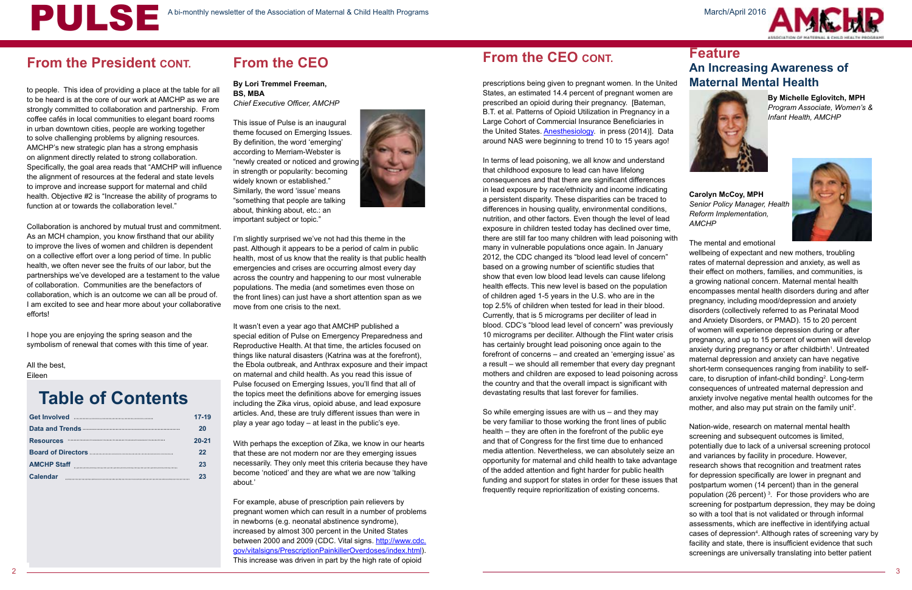## From the President CONT.

to people. This idea of providing a place at the table for all to be heard is at the core of our work at AMCHP as we are strongly committed to collaboration and partnership. From coffee cafés in local communities to elegant board rooms in urban downtown cities, people are working together to solve challenging problems by aligning resources. AMCHP's new strategic plan has a strong emphasis on alignment directly related to strong collaboration. Specifically, the goal area reads that "AMCHP will influence the alignment of resources at the federal and state levels to improve and increase support for maternal and child health. Objective #2 is "Increase the ability of programs to function at or towards the collaboration level."

Collaboration is anchored by mutual trust and commitment. As an MCH champion, you know firsthand that our ability to improve the lives of women and children is dependent on a collective effort over a long period of time. In public health, we often never see the fruits of our labor, but the partnerships we've developed are a testament to the value of collaboration. Communities are the benefactors of collaboration, which is an outcome we can all be proud of. I am excited to see and hear more about your collaborative efforts!

I hope you are enjoying the spring season and the symbolism of renewal that comes with this time of year.

All the best,
Eileen

## Table of Contents

| | |
|---|---|
| Get Involved | 17-19 |
| Data and Trends | 20 |
| Resources | 20-21 |
| Board of Directors | 22 |
| AMCHP Staff | 23 |
| Calendar | 23 |

## From the CEO

**By Lori Tremmel Freeman, BS, MBA**
*Chief Executive Officer, AMCHP*

This issue of Pulse is an inaugural theme focused on Emerging Issues. By definition, the word 'emerging' according to Merriam-Webster is "newly created or noticed and growing in strength or popularity: becoming widely known or established." Similarly, the word 'issue' means "something that people are talking about, thinking about, etc.: an important subject or topic."

I'm slightly surprised we've not had this theme in the past. Although it appears to be a period of calm in public health, most of us know that the reality is that public health emergencies and crises are occurring almost every day across the country and happening to our most vulnerable populations. The media (and sometimes even those on the front lines) can just have a short attention span as we move from one crisis to the next.

It wasn't even a year ago that AMCHP published a special edition of Pulse on Emergency Preparedness and Reproductive Health. At that time, the articles focused on things like natural disasters (Katrina was at the forefront), the Ebola outbreak, and Anthrax exposure and their impact on maternal and child health. As you read this issue of Pulse focused on Emerging Issues, you'll find that all of the topics meet the definitions above for emerging issues including the Zika virus, opioid abuse, and lead exposure articles. And, these are truly different issues than were in play a year ago today – at least in the public's eye.

With perhaps the exception of Zika, we know in our hearts that these are not modern nor are they emerging issues necessarily. They only meet this criteria because they have become 'noticed' and they are what we are now 'talking about.'

For example, abuse of prescription pain relievers by pregnant women which can result in a number of problems in newborns (e.g. neonatal abstinence syndrome), increased by almost 300 percent in the United States between 2000 and 2009 (CDC. Vital signs. http://www.cdc.gov/vitalsigns/PrescriptionPainkillerOverdoses/index.html). This increase was driven in part by the high rate of opioid

## From the CEO CONT.

prescriptions being given to pregnant women. In the United States, an estimated 14.4 percent of pregnant women are prescribed an opioid during their pregnancy. [Bateman, B.T. et al. Patterns of Opioid Utilization in Pregnancy in a Large Cohort of Commercial Insurance Beneficiaries in the United States. Anesthesiology. in press (2014)]. Data around NAS were beginning to trend 10 to 15 years ago!

In terms of lead poisoning, we all know and understand that childhood exposure to lead can have lifelong consequences and that there are significant differences in lead exposure by race/ethnicity and income indicating a persistent disparity. These disparities can be traced to differences in housing quality, environmental conditions, nutrition, and other factors. Even though the level of lead exposure in children tested today has declined over time, there are still far too many children with lead poisoning with many in vulnerable populations once again. In January 2012, the CDC changed its "blood lead level of concern" based on a growing number of scientific studies that show that even low blood lead levels can cause lifelong health effects. This new level is based on the population of children aged 1-5 years in the U.S. who are in the top 2.5% of children when tested for lead in their blood. Currently, that is 5 micrograms per deciliter of lead in blood. CDC's "blood lead level of concern" was previously 10 micrograms per deciliter. Although the Flint water crisis has certainly brought lead poisoning once again to the forefront of concerns – and created an 'emerging issue' as a result – we should all remember that every day pregnant mothers and children are exposed to lead poisoning across the country and that the overall impact is significant with devastating results that last forever for families.

So while emerging issues are with us – and they may be very familiar to those working the front lines of public health – they are often in the forefront of the public eye and that of Congress for the first time due to enhanced media attention. Nevertheless, we can absolutely seize an opportunity for maternal and child health to take advantage of the added attention and fight harder for public health funding and support for states in order for these issues that frequently require reprioritization of existing concerns.

## Feature
## An Increasing Awareness of Maternal Mental Health

**By Michelle Eglovitch, MPH**
*Program Associate, Women's & Infant Health, AMCHP*

**Carolyn McCoy, MPH**
*Senior Policy Manager, Health Reform Implementation, AMCHP*

The mental and emotional wellbeing of expectant and new mothers, troubling rates of maternal depression and anxiety, as well as their effect on mothers, families, and communities, is a growing national concern. Maternal mental health encompasses mental health disorders during and after pregnancy, including mood/depression and anxiety disorders (collectively referred to as Perinatal Mood and Anxiety Disorders, or PMAD). 15 to 20 percent of women will experience depression during or after pregnancy, and up to 15 percent of women will develop anxiety during pregnancy or after childbirth[1]. Untreated maternal depression and anxiety can have negative short-term consequences ranging from inability to self-care, to disruption of infant-child bonding[2]. Long-term consequences of untreated maternal depression and anxiety involve negative health outcomes for the mother, and also may put strain on the family unit[2].

Nation-wide, research on maternal mental health screening and subsequent outcomes is limited, potentially due to lack of a universal screening protocol and variances by facility in procedure. However, research shows that recognition and treatment rates for depression specifically are lower in pregnant and postpartum women (14 percent) than in the general population (26 percent) [3]. For those providers who are screening for postpartum depression, they may be doing so with a tool that is not validated or through informal assessments, which are ineffective in identifying actual cases of depression[4]. Although rates of screening vary by facility and state, there is insufficient evidence that such screenings are universally translating into better patient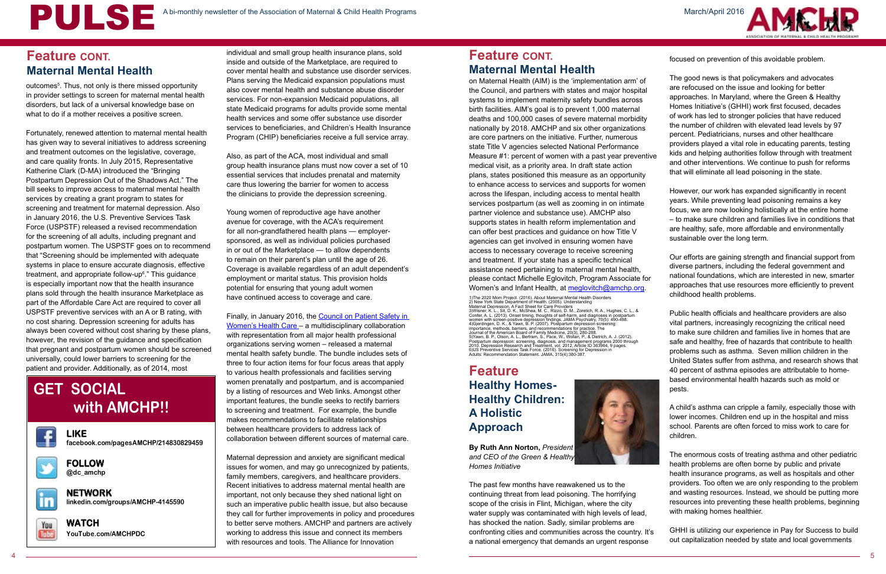## Feature CONT.

### Maternal Mental Health

outcomes[5]. Thus, not only is there missed opportunity in provider settings to screen for maternal mental health disorders, but lack of a universal knowledge base on what to do if a mother receives a positive screen.

Fortunately, renewed attention to maternal mental health has given way to several initiatives to address screening and treatment outcomes on the legislative, coverage, and care quality fronts. In July 2015, Representative Katherine Clark (D-MA) introduced the "Bringing Postpartum Depression Out of the Shadows Act." The bill seeks to improve access to maternal mental health services by creating a grant program to states for screening and treatment for maternal depression. Also in January 2016, the U.S. Preventive Services Task Force (USPSTF) released a revised recommendation for the screening of all adults, including pregnant and postpartum women. The USPSTF goes on to recommend that "Screening should be implemented with adequate systems in place to ensure accurate diagnosis, effective treatment, and appropriate follow-up[6]." This guidance is especially important now that the health insurance plans sold through the health insurance Marketplace as part of the Affordable Care Act are required to cover all USPSTF preventive services with an A or B rating, with no cost sharing. Depression screening for adults has always been covered without cost sharing by these plans, however, the revision of the guidance and specification that pregnant and postpartum women should be screened universally, could lower barriers to screening for the patient and provider. Additionally, as of 2014, most individual and small group health insurance plans, sold inside and outside of the Marketplace, are required to cover mental health and substance use disorder services. Plans serving the Medicaid expansion populations must also cover mental health and substance abuse disorder services. For non-expansion Medicaid populations, all state Medicaid programs for adults provide some mental health services and some offer substance use disorder services to beneficiaries, and Children's Health Insurance Program (CHIP) beneficiaries receive a full service array.

Also, as part of the ACA, most individual and small group health insurance plans must now cover a set of 10 essential services that includes prenatal and maternity care thus lowering the barrier for women to access the clinicians to provide the depression screening.

Young women of reproductive age have another avenue for coverage, with the ACA's requirement for all non-grandfathered health plans — employer-sponsored, as well as individual policies purchased in or out of the Marketplace — to allow dependents to remain on their parent's plan until the age of 26. Coverage is available regardless of an adult dependent's employment or marital status. This provision holds potential for ensuring that young adult women have continued access to coverage and care.

Finally, in January 2016, the Council on Patient Safety in Women's Health Care – a multidisciplinary collaboration with representation from all major health professional organizations serving women – released a maternal mental health safety bundle. The bundle includes sets of three to four action items for four focus areas that apply to various health professionals and facilities serving women prenatally and postpartum, and is accompanied by a listing of resources and Web links. Amongst other important features, the bundle seeks to rectify barriers to screening and treatment. For example, the bundle makes recommendations to facilitate relationships between healthcare providers to address lack of collaboration between different sources of maternal care.

Maternal depression and anxiety are significant medical issues for women, and may go unrecognized by patients, family members, caregivers, and healthcare providers. Recent initiatives to address maternal mental health are important, not only because they shed national light on such an imperative public health issue, but also because they call for further improvements in policy and procedures to better serve mothers. AMCHP and partners are actively working to address this issue and connect its members with resources and tools. The Alliance for Innovation on Maternal Health (AIM) is the 'implementation arm' of the Council, and partners with states and major hospital systems to implement maternity safety bundles across birth facilities. AIM's goal is to prevent 1,000 maternal deaths and 100,000 cases of severe maternal morbidity nationally by 2018. AMCHP and six other organizations are core partners on the initiative. Further, numerous state Title V agencies selected National Performance Measure #1: percent of women with a past year preventive medical visit, as a priority area. In draft state action plans, states positioned this measure as an opportunity to enhance access to services and supports for women across the lifespan, including access to mental health services postpartum (as well as zooming in on intimate partner violence and substance use). AMCHP also supports states in health reform implementation and can offer best practices and guidance on how Title V agencies can get involved in ensuring women have access to necessary coverage to receive screening and treatment. If your state has a specific technical assistance need pertaining to maternal mental health, please contact Michelle Eglovitch, Program Associate for Women's and Infant Health, at meglovitch@amchp.org.

1)The 2020 Mom Project. (2016). About Maternal Mental Health Disorders
2) New York State Department of Health. (2005). Understanding Maternal Depression, A Fact Sheet for Care Providers
3)Wisner, K. L., Sit, D. K., McShea, M. C., Rizzo, D. M., Zoretich, R. A., Hughes, C. L., & Confer, A. L. (2013). Onset timing, thoughts of self-harm, and diagnoses in postpartum women with screen-positive depression findings. JAMA Psychiatry, 70(5): 490-498.
4)Gjerdingen, D. K., & Yawn, B. P. (2007). Postpartum depression screening: importance, methods, barriers, and recommendations for practice. The Journal of the American Board of Family Medicine, 20(3), 280-288.
5)Yawn, B. P., Olson, A. L., Bertram, S., Pace, W., Wollan, P., & Dietrich, A. J. (2012). Postpartum depression: screening, diagnosis, and management programs 2000 through 2010. Depression Research and Treatment, vol. 2012, Article ID 363964, 9 pages.
6)US Preventive Services Task Force. (2016). Screening for Depression in Adults: Recommendation Statement. JAMA, 315(4):380-387.

## GET SOCIAL with AMCHP!!

**LIKE**
facebook.com/pagesAMCHP/214830829459

**FOLLOW**
@dc_amchp

**NETWORK**
linkedin.com/groups/AMCHP-4145590

**WATCH**
YouTube.com/AMCHPDC

## Feature

### Healthy Homes-Healthy Children: A Holistic Approach

**By Ruth Ann Norton,** *President and CEO of the Green & Healthy Homes Initiative*

The past few months have reawakened us to the continuing threat from lead poisoning. The horrifying scope of the crisis in Flint, Michigan, where the city water supply was contaminated with high levels of lead, has shocked the nation. Sadly, similar problems are confronting cities and communities across the country. It's a national emergency that demands an urgent response focused on prevention of this avoidable problem.

The good news is that policymakers and advocates are refocused on the issue and looking for better approaches. In Maryland, where the Green & Healthy Homes Initiative's (GHHI) work first focused, decades of work has led to stronger policies that have reduced the number of children with elevated lead levels by 97 percent. Pediatricians, nurses and other healthcare providers played a vital role in educating parents, testing kids and helping authorities follow through with treatment and other interventions. We continue to push for reforms that will eliminate all lead poisoning in the state.

However, our work has expanded significantly in recent years. While preventing lead poisoning remains a key focus, we are now looking holistically at the entire home – to make sure children and families live in conditions that are healthy, safe, more affordable and environmentally sustainable over the long term.

Our efforts are gaining strength and financial support from diverse partners, including the federal government and national foundations, which are interested in new, smarter approaches that use resources more efficiently to prevent childhood health problems.

Public health officials and healthcare providers are also vital partners, increasingly recognizing the critical need to make sure children and families live in homes that are safe and healthy, free of hazards that contribute to health problems such as asthma. Seven million children in the United States suffer from asthma, and research shows that 40 percent of asthma episodes are attributable to home-based environmental health hazards such as mold or pests.

A child's asthma can cripple a family, especially those with lower incomes. Children end up in the hospital and miss school. Parents are often forced to miss work to care for children.

The enormous costs of treating asthma and other pediatric health problems are often borne by public and private health insurance programs, as well as hospitals and other providers. Too often we are only responding to the problem and wasting resources. Instead, we should be putting more resources into preventing these health problems, beginning with making homes healthier.

GHHI is utilizing our experience in Pay for Success to build out capitalization needed by state and local governments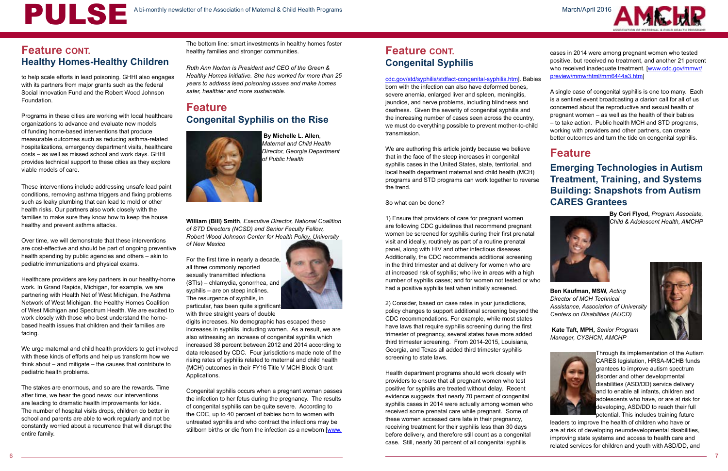## Feature CONT.
## Healthy Homes-Healthy Children

to help scale efforts in lead poisoning. GHHI also engages with its partners from major grants such as the federal Social Innovation Fund and the Robert Wood Johnson Foundation.

Programs in these cities are working with local healthcare organizations to advance and evaluate new models of funding home-based interventions that produce measurable outcomes such as reducing asthma-related hospitalizations, emergency department visits, healthcare costs – as well as missed school and work days. GHHI provides technical support to these cities as they explore viable models of care.

These interventions include addressing unsafe lead paint conditions, removing asthma triggers and fixing problems such as leaky plumbing that can lead to mold or other health risks. Our partners also work closely with the families to make sure they know how to keep the house healthy and prevent asthma attacks.

Over time, we will demonstrate that these interventions are cost-effective and should be part of ongoing preventive health spending by public agencies and others – akin to pediatric immunizations and physical exams.

Healthcare providers are key partners in our healthy-home work. In Grand Rapids, Michigan, for example, we are partnering with Health Net of West Michigan, the Asthma Network of West Michigan, the Healthy Homes Coalition of West Michigan and Spectrum Health. We are excited to work closely with those who best understand the home-based health issues that children and their families are facing.

We urge maternal and child health providers to get involved with these kinds of efforts and help us transform how we think about – and mitigate – the causes that contribute to pediatric health problems.

The stakes are enormous, and so are the rewards. Time after time, we hear the good news: our interventions are leading to dramatic health improvements for kids. The number of hospital visits drops, children do better in school and parents are able to work regularly and not be constantly worried about a recurrence that will disrupt the entire family.

The bottom line: smart investments in healthy homes foster healthy families and stronger communities.

*Ruth Ann Norton is President and CEO of the Green & Healthy Homes Initiative. She has worked for more than 25 years to address lead poisoning issues and make homes safer, healthier and more sustainable.*

## Feature
## Congenital Syphilis on the Rise

**By Michelle L. Allen**, *Maternal and Child Health Director, Georgia Department of Public Health*

**William (Bill) Smith**, *Executive Director, National Coalition of STD Directors (NCSD) and Senior Faculty Fellow, Robert Wood Johnson Center for Health Policy, University of New Mexico*

For the first time in nearly a decade, all three commonly reported sexually transmitted infections (STIs) – chlamydia, gonorrhea, and syphilis – are on steep inclines. The resurgence of syphilis, in particular, has been quite significant with three straight years of double digits increases. No demographic has escaped these increases in syphilis, including women. As a result, we are also witnessing an increase of congenital syphilis which increased 38 percent between 2012 and 2014 according to data released by CDC. Four jurisdictions made note of the rising rates of syphilis related to maternal and child health (MCH) outcomes in their FY16 Title V MCH Block Grant Applications.

Congenital syphilis occurs when a pregnant woman passes the infection to her fetus during the pregnancy. The results of congenital syphilis can be quite severe. According to the CDC, up to 40 percent of babies born to women with untreated syphilis and who contract the infection may be stillborn births or die from the infection as a newborn [www.cdc.gov/std/syphilis/stdfact-congenital-syphilis.htm]. Babies born with the infection can also have deformed bones, severe anemia, enlarged liver and spleen, meningitis, jaundice, and nerve problems, including blindness and deafness. Given the severity of congenital syphilis and the increasing number of cases seen across the country, we must do everything possible to prevent mother-to-child transmission.

We are authoring this article jointly because we believe that in the face of the steep increases in congenital syphilis cases in the United States, state, territorial, and local health department maternal and child health (MCH) programs and STD programs can work together to reverse the trend.

So what can be done?

1) Ensure that providers of care for pregnant women are following CDC guidelines that recommend pregnant women be screened for syphilis during their first prenatal visit and ideally, routinely as part of a routine prenatal panel, along with HIV and other infectious diseases. Additionally, the CDC recommends additional screening in the third trimester and at delivery for women who are at increased risk of syphilis; who live in areas with a high number of syphilis cases; and for women not tested or who had a positive syphilis test when initially screened.

2) Consider, based on case rates in your jurisdictions, policy changes to support additional screening beyond the CDC recommendations. For example, while most states have laws that require syphilis screening during the first trimester of pregnancy, several states have more added third trimester screening. From 2014-2015, Louisiana, Georgia, and Texas all added third trimester syphilis screening to state laws.

Health department programs should work closely with providers to ensure that all pregnant women who test positive for syphilis are treated without delay. Recent evidence suggests that nearly 70 percent of congenital syphilis cases in 2014 were actually among women who received some prenatal care while pregnant. Some of these women accessed care late in their pregnancy, receiving treatment for their syphilis less than 30 days before delivery, and therefore still count as a congenital case. Still, nearly 30 percent of all congenital syphilis cases in 2014 were among pregnant women who tested positive, but received no treatment, and another 21 percent who received inadequate treatment. [www.cdc.gov/mmwr/preview/mmwrhtml/mm6444a3.htm]

A single case of congenital syphilis is one too many. Each is a sentinel event broadcasting a clarion call for all of us concerned about the reproductive and sexual health of pregnant women – as well as the health of their babies – to take action. Public health MCH and STD programs, working with providers and other partners, can create better outcomes and turn the tide on congenital syphilis.

## Feature
## Emerging Technologies in Autism Treatment, Training, and Systems Building: Snapshots from Autism CARES Grantees

**By Cori Flyod,** *Program Associate, Child & Adolescent Health, AMCHP*

**Ben Kaufman, MSW,** *Acting Director of MCH Technical Assistance, Association of University Centers on Disabilities (AUCD)*

**Kate Taft, MPH,** *Senior Program Manager, CYSHCN, AMCHP*

Through its implementation of the Autism CARES legislation, HRSA-MCHB funds grantees to improve autism spectrum disorder and other developmental disabilities (ASD/DD) service delivery and to enable all infants, children and adolescents who have, or are at risk for developing, ASD/DD to reach their full potential. This includes training future leaders to improve the health of children who have or are at risk of developing neurodevelopmental disabilities, improving state systems and access to health care and related services for children and youth with ASD/DD, and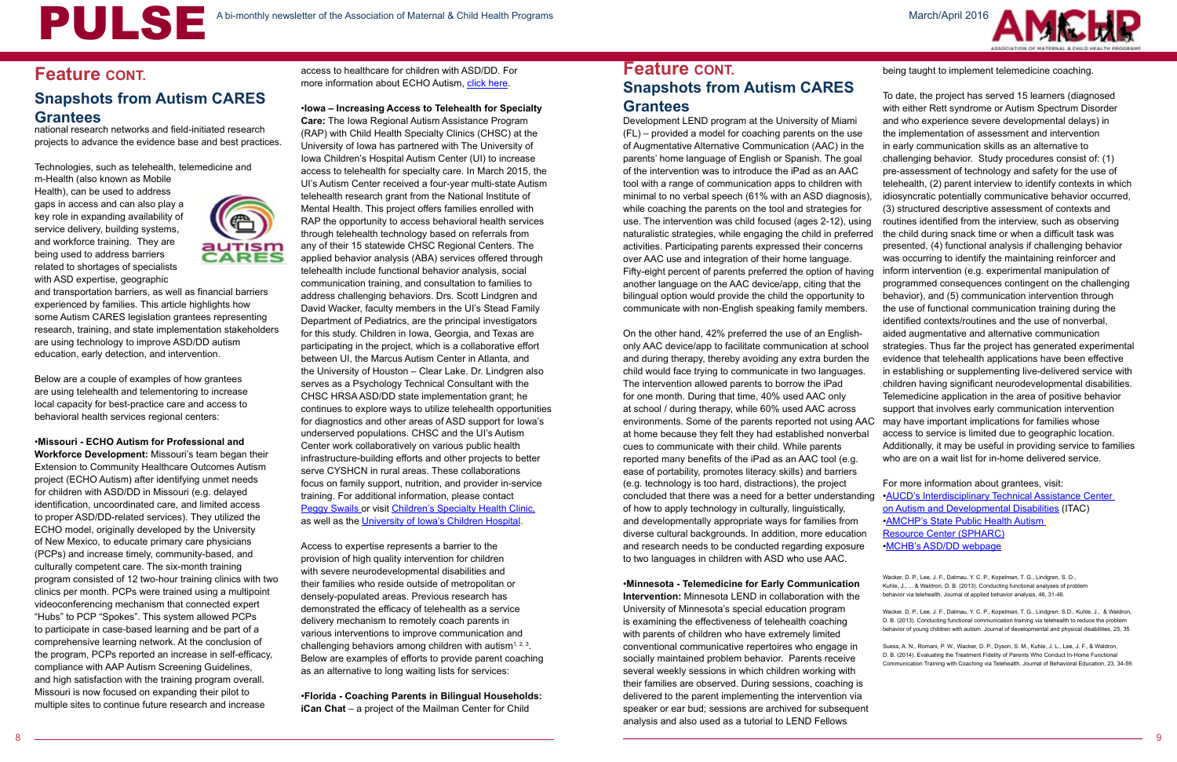## Feature CONT.

### Snapshots from Autism CARES Grantees

national research networks and field-initiated research projects to advance the evidence base and best practices.

Technologies, such as telehealth, telemedicine and m-Health (also known as Mobile Health), can be used to address gaps in access and can also play a key role in expanding availability of service delivery, building systems, and workforce training. They are being used to address barriers related to shortages of specialists with ASD expertise, geographic and transportation barriers, as well as financial barriers experienced by families. This article highlights how some Autism CARES legislation grantees representing research, training, and state implementation stakeholders are using technology to improve ASD/DD autism education, early detection, and intervention.

Below are a couple of examples of how grantees are using telehealth and telementoring to increase local capacity for best-practice care and access to behavioral health services regional centers:

•**Missouri - ECHO Autism for Professional and Workforce Development:** Missouri's team began their Extension to Community Healthcare Outcomes Autism project (ECHO Autism) after identifying unmet needs for children with ASD/DD in Missouri (e.g. delayed identification, uncoordinated care, and limited access to proper ASD/DD-related services). They utilized the ECHO model, originally developed by the University of New Mexico, to educate primary care physicians (PCPs) and increase timely, community-based, and culturally competent care. The six-month training program consisted of 12 two-hour training clinics with two clinics per month. PCPs were trained using a multipoint videoconferencing mechanism that connected expert "Hubs" to PCP "Spokes". This system allowed PCPs to participate in case-based learning and be part of a comprehensive learning network. At the conclusion of the program, PCPs reported an increase in self-efficacy, compliance with AAP Autism Screening Guidelines, and high satisfaction with the training program overall. Missouri is now focused on expanding their pilot to multiple sites to continue future research and increase access to healthcare for children with ASD/DD. For more information about ECHO Autism, click here.

•**Iowa – Increasing Access to Telehealth for Specialty Care:** The Iowa Regional Autism Assistance Program (RAP) with Child Health Specialty Clinics (CHSC) at the University of Iowa has partnered with The University of Iowa Children's Hospital Autism Center (UI) to increase access to telehealth for specialty care. In March 2015, the UI's Autism Center received a four-year multi-state Autism telehealth research grant from the National Institute of Mental Health. This project offers families enrolled with RAP the opportunity to access behavioral health services through telehealth technology based on referrals from any of their 15 statewide CHSC Regional Centers. The applied behavior analysis (ABA) services offered through telehealth include functional behavior analysis, social communication training, and consultation to families to address challenging behaviors. Drs. Scott Lindgren and David Wacker, faculty members in the UI's Stead Family Department of Pediatrics, are the principal investigators for this study. Children in Iowa, Georgia, and Texas are participating in the project, which is a collaborative effort between UI, the Marcus Autism Center in Atlanta, and the University of Houston – Clear Lake. Dr. Lindgren also serves as a Psychology Technical Consultant with the CHSC HRSA ASD/DD state implementation grant; he continues to explore ways to utilize telehealth opportunities for diagnostics and other areas of ASD support for Iowa's underserved populations. CHSC and the UI's Autism Center work collaboratively on various public health infrastructure-building efforts and other projects to better serve CYSHCN in rural areas. These collaborations focus on family support, nutrition, and provider in-service training. For additional information, please contact Peggy Swails or visit Children's Specialty Health Clinic, as well as the University of Iowa's Children Hospital.

Access to expertise represents a barrier to the provision of high quality intervention for children with severe neurodevelopmental disabilities and their families who reside outside of metropolitan or densely-populated areas. Previous research has demonstrated the efficacy of telehealth as a service delivery mechanism to remotely coach parents in various interventions to improve communication and challenging behaviors among children with autism[1, 2, 3]. Below are examples of efforts to provide parent coaching as an alternative to long waiting lists for services:

•**Florida - Coaching Parents in Bilingual Households: iCan Chat** – a project of the Mailman Center for Child Development LEND program at the University of Miami (FL) – provided a model for coaching parents on the use of Augmentative Alternative Communication (AAC) in the parents' home language of English or Spanish. The goal of the intervention was to introduce the iPad as an AAC tool with a range of communication apps to children with minimal to no verbal speech (61% with an ASD diagnosis), while coaching the parents on the tool and strategies for use. The intervention was child focused (ages 2-12), using naturalistic strategies, while engaging the child in preferred activities. Participating parents expressed their concerns over AAC use and integration of their home language. Fifty-eight percent of parents preferred the option of having another language on the AAC device/app, citing that the bilingual option would provide the child the opportunity to communicate with non-English speaking family members.

On the other hand, 42% preferred the use of an English-only AAC device/app to facilitate communication at school and during therapy, thereby avoiding any extra burden the child would face trying to communicate in two languages. The intervention allowed parents to borrow the iPad for one month. During that time, 40% used AAC only at school / during therapy, while 60% used AAC across environments. Some of the parents reported not using AAC at home because they felt they had established nonverbal cues to communicate with their child. While parents reported many benefits of the iPad as an AAC tool (e.g. ease of portability, promotes literacy skills) and barriers (e.g. technology is too hard, distractions), the project concluded that there was a need for a better understanding of how to apply technology in culturally, linguistically, and developmentally appropriate ways for families from diverse cultural backgrounds. In addition, more education and research needs to be conducted regarding exposure to two languages in children with ASD who use AAC.

•**Minnesota - Telemedicine for Early Communication Intervention:** Minnesota LEND in collaboration with the University of Minnesota's special education program is examining the effectiveness of telehealth coaching with parents of children who have extremely limited conventional communicative repertoires who engage in socially maintained problem behavior. Parents receive several weekly sessions in which children working with their families are observed. During sessions, coaching is delivered to the parent implementing the intervention via speaker or ear bud; sessions are archived for subsequent analysis and also used as a tutorial to LEND Fellows being taught to implement telemedicine coaching.

To date, the project has served 15 learners (diagnosed with either Rett syndrome or Autism Spectrum Disorder and who experience severe developmental delays) in the implementation of assessment and intervention in early communication skills as an alternative to challenging behavior. Study procedures consist of: (1) pre-assessment of technology and safety for the use of telehealth, (2) parent interview to identify contexts in which idiosyncratic potentially communicative behavior occurred, (3) structured descriptive assessment of contexts and routines identified from the interview, such as observing the child during snack time or when a difficult task was presented, (4) functional analysis if challenging behavior was occurring to identify the maintaining reinforcer and inform intervention (e.g. experimental manipulation of programmed consequences contingent on the challenging behavior), and (5) communication intervention through the use of functional communication training during the identified contexts/routines and the use of nonverbal, aided augmentative and alternative communication strategies. Thus far the project has generated experimental evidence that telehealth applications have been effective in establishing or supplementing live-delivered service with children having significant neurodevelopmental disabilities. Telemedicine application in the area of positive behavior support that involves early communication intervention may have important implications for families whose access to service is limited due to geographic location. Additionally, it may be useful in providing service to families who are on a wait list for in-home delivered service.

For more information about grantees, visit:
•AUCD's Interdisciplinary Technical Assistance Center on Autism and Developmental Disabilities (ITAC)
•AMCHP's State Public Health Autism Resource Center (SPHARC)
•MCHB's ASD/DD webpage

Wacker, D. P., Lee, J. F., Dalmau, Y. C. P., Kopelman, T. G., Lindgren, S. D., Kuhle, J., ... & Waldron, D. B. (2013). Conducting functional analyses of problem behavior via telehealth. Journal of applied behavior analysis, 46, 31-46.

Wacker, D. P., Lee, J. F., Dalmau, Y. C. P., Kopelman, T. G., Lindgren, S.D., Kuhle, J., & Waldron, D. B. (2013). Conducting functional communication training via telehealth to reduce the problem behavior of young children with autism. Journal of developmental and physical disabilities, 25, 35

Suess, A. N., Romani, P. W., Wacker, D. P., Dyson, S. M., Kuhle, J. L., Lee, J. F., & Waldron, D. B. (2014). Evaluating the Treatment Fidelity of Parents Who Conduct In-Home Functional Communication Training with Coaching via Telehealth. Journal of Behavioral Education, 23, 34-59.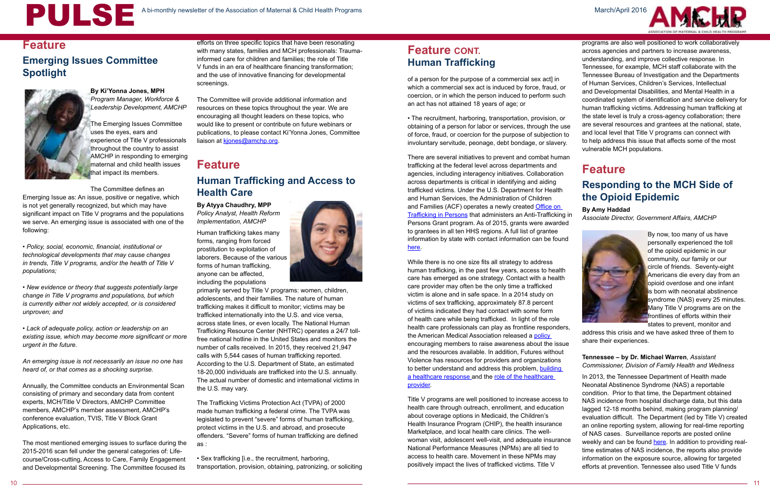# Feature

## Emerging Issues Committee Spotlight

**By Ki'Yonna Jones, MPH**
*Program Manager, Workforce & Leadership Development, AMCHP*

The Emerging Issues Committee uses the eyes, ears and experience of Title V professionals throughout the country to assist AMCHP in responding to emerging maternal and child health issues that impact its members.

The Committee defines an Emerging Issue as: An issue, positive or negative, which is not yet generally recognized, but which may have significant impact on Title V programs and the populations we serve. An emerging issue is associated with one of the following:

- *Policy, social, economic, financial, institutional or technological developments that may cause changes in trends, Title V programs, and/or the health of Title V populations;*
- *New evidence or theory that suggests potentially large change in Title V programs and populations, but which is currently either not widely accepted, or is considered unproven; and*
- *Lack of adequate policy, action or leadership on an existing issue, which may become more significant or more urgent in the future.*

*An emerging issue is not necessarily an issue no one has heard of, or that comes as a shocking surprise.*

Annually, the Committee conducts an Environmental Scan consisting of primary and secondary data from content experts, MCH/Title V Directors, AMCHP Committee members, AMCHP's member assessment, AMCHP's conference evaluation, TVIS, Title V Block Grant Applications, etc.

The most mentioned emerging issues to surface during the 2015-2016 scan fell under the general categories of: Life-course/Cross-cutting, Access to Care, Family Engagement and Developmental Screening. The Committee focused its efforts on three specific topics that have been resonating with many states, families and MCH professionals: Trauma-informed care for children and families; the role of Title V funds in an era of healthcare financing transformation; and the use of innovative financing for developmental screenings.

The Committee will provide additional information and resources on these topics throughout the year. We are encouraging all thought leaders on these topics, who would like to present or contribute on future webinars or publications, to please contact Ki'Yonna Jones, Committee liaison at kjones@amchp.org.

# Feature

## Human Trafficking and Access to Health Care

**By Atyya Chaudhry, MPP**
*Policy Analyst, Health Reform Implementation, AMCHP*

Human trafficking takes many forms, ranging from forced prostitution to exploitation of laborers. Because of the various forms of human trafficking, anyone can be affected, including the populations primarily served by Title V programs: women, children, adolescents, and their families. The nature of human trafficking makes it difficult to monitor; victims may be trafficked internationally into the U.S. and vice versa, across state lines, or even locally. The National Human Trafficking Resource Center (NHTRC) operates a 24/7 toll-free national hotline in the United States and monitors the number of calls received. In 2015, they received 21,947 calls with 5,544 cases of human trafficking reported. According to the U.S. Department of State, an estimated 18-20,000 individuals are trafficked into the U.S. annually. The actual number of domestic and international victims in the U.S. may vary.

The Trafficking Victims Protection Act (TVPA) of 2000 made human trafficking a federal crime. The TVPA was legislated to prevent "severe" forms of human trafficking, protect victims in the U.S. and abroad, and prosecute offenders. "Severe" forms of human trafficking are defined as :

- Sex trafficking [i.e., the recruitment, harboring, transportation, provision, obtaining, patronizing, or soliciting of a person for the purpose of a commercial sex act] in which a commercial sex act is induced by force, fraud, or coercion, or in which the person induced to perform such an act has not attained 18 years of age; or
- The recruitment, harboring, transportation, provision, or obtaining of a person for labor or services, through the use of force, fraud, or coercion for the purpose of subjection to involuntary servitude, peonage, debt bondage, or slavery.

There are several initiatives to prevent and combat human trafficking at the federal level across departments and agencies, including interagency initiatives. Collaboration across departments is critical in identifying and aiding trafficked victims. Under the U.S. Department for Health and Human Services, the Administration of Children and Families (ACF) operates a newly created Office on Trafficking in Persons that administers an Anti-Trafficking in Persons Grant program. As of 2015, grants were awarded to grantees in all ten HHS regions. A full list of grantee information by state with contact information can be found here.

While there is no one size fits all strategy to address human trafficking, in the past few years, access to health care has emerged as one strategy. Contact with a health care provider may often be the only time a trafficked victim is alone and in safe space. In a 2014 study on victims of sex trafficking, approximately 87.8 percent of victims indicated they had contact with some form of health care while being trafficked. In light of the role health care professionals can play as frontline responders, the American Medical Association released a policy encouraging members to raise awareness about the issue and the resources available. In addition, Futures without Violence has resources for providers and organizations to better understand and address this problem, building a healthcare response and the role of the healthcare provider.

Title V programs are well positioned to increase access to health care through outreach, enrollment, and education about coverage options in Medicaid, the Children's Health Insurance Program (CHIP), the health insurance Marketplace, and local health care clinics. The well-woman visit, adolescent well-visit, and adequate insurance National Performance Measures (NPMs) are all tied to access to health care. Movement in these NPMs may positively impact the lives of trafficked victims. Title V programs are also well positioned to work collaboratively across agencies and partners to increase awareness, understanding, and improve collective response. In Tennessee, for example, MCH staff collaborate with the Tennessee Bureau of Investigation and the Departments of Human Services, Children's Services, Intellectual and Developmental Disabilities, and Mental Health in a coordinated system of identification and service delivery for human trafficking victims. Addressing human trafficking at the state level is truly a cross-agency collaboration; there are several resources and grantees at the national, state, and local level that Title V programs can connect with to help address this issue that affects some of the most vulnerable MCH populations.

# Feature

## Responding to the MCH Side of the Opioid Epidemic

**By Amy Haddad**
*Associate Director, Government Affairs, AMCHP*

By now, too many of us have personally experienced the toll of the opioid epidemic in our community, our family or our circle of friends. Seventy-eight Americans die every day from an opioid overdose and one infant is born with neonatal abstinence syndrome (NAS) every 25 minutes. Many Title V programs are on the frontlines of efforts within their states to prevent, monitor and address this crisis and we have asked three of them to share their experiences.

**Tennessee – by Dr. Michael Warren**, *Assistant Commissioner, Division of Family Health and Wellness*

In 2013, the Tennessee Department of Health made Neonatal Abstinence Syndrome (NAS) a reportable condition. Prior to that time, the Department obtained NAS incidence from hospital discharge data, but this data lagged 12-18 months behind, making program planning/evaluation difficult. The Department (led by Title V) created an online reporting system, allowing for real-time reporting of NAS cases. Surveillance reports are posted online weekly and can be found here. In addition to providing real-time estimates of NAS incidence, the reports also provide information on the exposure source, allowing for targeted efforts at prevention. Tennessee also used Title V funds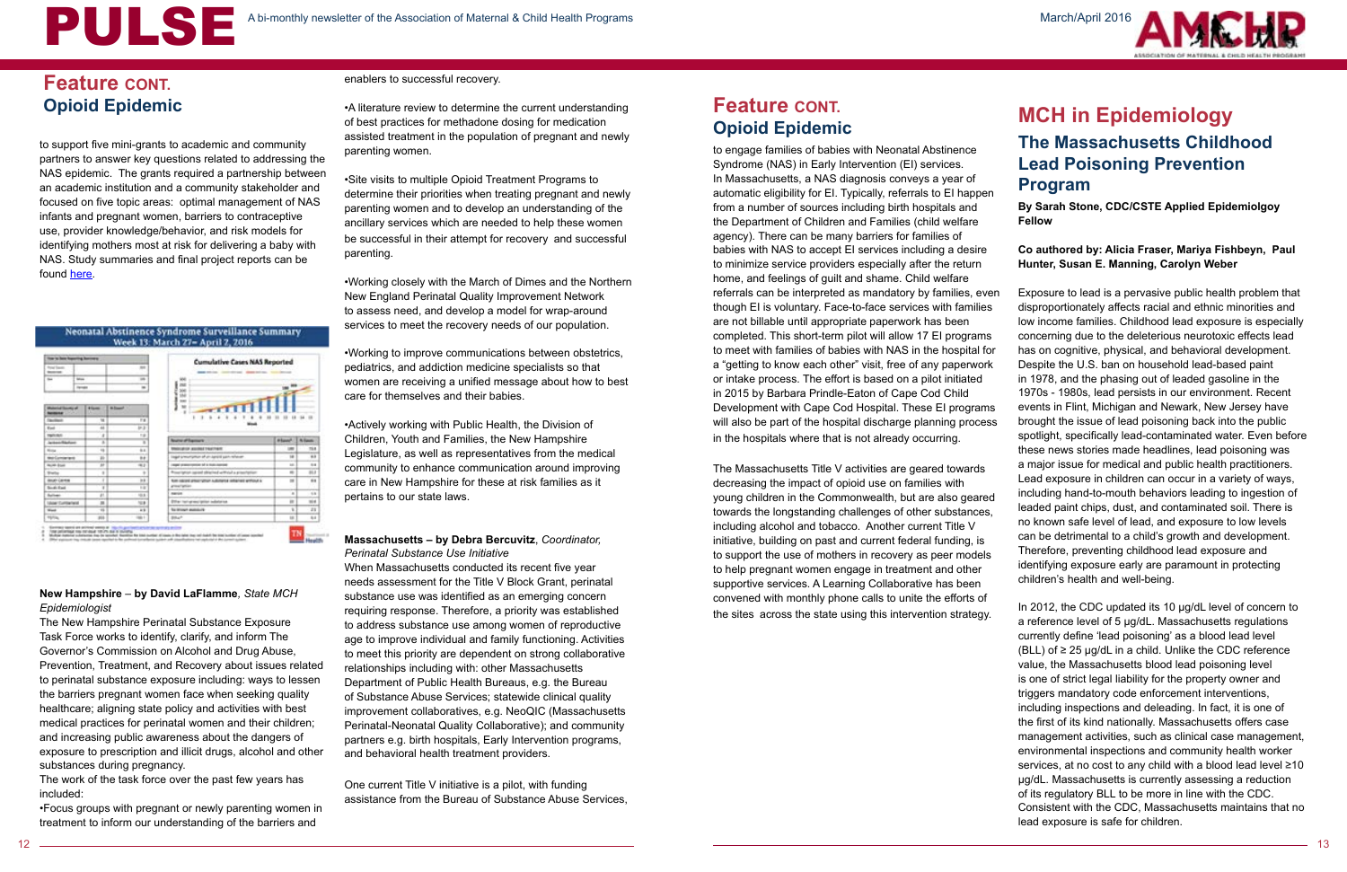## Feature CONT.
### Opioid Epidemic

to support five mini-grants to academic and community partners to answer key questions related to addressing the NAS epidemic. The grants required a partnership between an academic institution and a community stakeholder and focused on five topic areas: optimal management of NAS infants and pregnant women, barriers to contraceptive use, provider knowledge/behavior, and risk models for identifying mothers most at risk for delivering a baby with NAS. Study summaries and final project reports can be found [here](here).

Neonatal Abstinence Syndrome Surveillance Summary
Week 13: March 27– April 2, 2016

**New Hampshire** – **by David LaFlamme**, *State MCH Epidemiologist*

The New Hampshire Perinatal Substance Exposure Task Force works to identify, clarify, and inform The Governor's Commission on Alcohol and Drug Abuse, Prevention, Treatment, and Recovery about issues related to perinatal substance exposure including: ways to lessen the barriers pregnant women face when seeking quality healthcare; aligning state policy and activities with best medical practices for perinatal women and their children; and increasing public awareness about the dangers of exposure to prescription and illicit drugs, alcohol and other substances during pregnancy.

The work of the task force over the past few years has included:

- Focus groups with pregnant or newly parenting women in treatment to inform our understanding of the barriers and enablers to successful recovery.
- A literature review to determine the current understanding of best practices for methadone dosing for medication assisted treatment in the population of pregnant and newly parenting women.
- Site visits to multiple Opioid Treatment Programs to determine their priorities when treating pregnant and newly parenting women and to develop an understanding of the ancillary services which are needed to help these women be successful in their attempt for recovery and successful parenting.
- Working closely with the March of Dimes and the Northern New England Perinatal Quality Improvement Network to assess need, and develop a model for wrap-around services to meet the recovery needs of our population.
- Working to improve communications between obstetrics, pediatrics, and addiction medicine specialists so that women are receiving a unified message about how to best care for themselves and their babies.
- Actively working with Public Health, the Division of Children, Youth and Families, the New Hampshire Legislature, as well as representatives from the medical community to enhance communication around improving care in New Hampshire for these at risk families as it pertains to our state laws.

**Massachusetts – by Debra Bercuvitz**, *Coordinator, Perinatal Substance Use Initiative*

When Massachusetts conducted its recent five year needs assessment for the Title V Block Grant, perinatal substance use was identified as an emerging concern requiring response. Therefore, a priority was established to address substance use among women of reproductive age to improve individual and family functioning. Activities to meet this priority are dependent on strong collaborative relationships including with: other Massachusetts Department of Public Health Bureaus, e.g. the Bureau of Substance Abuse Services; statewide clinical quality improvement collaboratives, e.g. NeoQIC (Massachusetts Perinatal-Neonatal Quality Collaborative); and community partners e.g. birth hospitals, Early Intervention programs, and behavioral health treatment providers.

One current Title V initiative is a pilot, with funding assistance from the Bureau of Substance Abuse Services, to engage families of babies with Neonatal Abstinence Syndrome (NAS) in Early Intervention (EI) services. In Massachusetts, a NAS diagnosis conveys a year of automatic eligibility for EI. Typically, referrals to EI happen from a number of sources including birth hospitals and the Department of Children and Families (child welfare agency). There can be many barriers for families of babies with NAS to accept EI services including a desire to minimize service providers especially after the return home, and feelings of guilt and shame. Child welfare referrals can be interpreted as mandatory by families, even though EI is voluntary. Face-to-face services with families are not billable until appropriate paperwork has been completed. This short-term pilot will allow 17 EI programs to meet with families of babies with NAS in the hospital for a "getting to know each other" visit, free of any paperwork or intake process. The effort is based on a pilot initiated in 2015 by Barbara Prindle-Eaton of Cape Cod Child Development with Cape Cod Hospital. These EI programs will also be part of the hospital discharge planning process in the hospitals where that is not already occurring.

The Massachusetts Title V activities are geared towards decreasing the impact of opioid use on families with young children in the Commonwealth, but are also geared towards the longstanding challenges of other substances, including alcohol and tobacco. Another current Title V initiative, building on past and current federal funding, is to support the use of mothers in recovery as peer models to help pregnant women engage in treatment and other supportive services. A Learning Collaborative has been convened with monthly phone calls to unite the efforts of the sites across the state using this intervention strategy.

## MCH in Epidemiology
### The Massachusetts Childhood Lead Poisoning Prevention Program

**By Sarah Stone, CDC/CSTE Applied Epidemiolgoy Fellow**

**Co authored by: Alicia Fraser, Mariya Fishbeyn, Paul Hunter, Susan E. Manning, Carolyn Weber**

Exposure to lead is a pervasive public health problem that disproportionately affects racial and ethnic minorities and low income families. Childhood lead exposure is especially concerning due to the deleterious neurotoxic effects lead has on cognitive, physical, and behavioral development. Despite the U.S. ban on household lead-based paint in 1978, and the phasing out of leaded gasoline in the 1970s - 1980s, lead persists in our environment. Recent events in Flint, Michigan and Newark, New Jersey have brought the issue of lead poisoning back into the public spotlight, specifically lead-contaminated water. Even before these news stories made headlines, lead poisoning was a major issue for medical and public health practitioners. Lead exposure in children can occur in a variety of ways, including hand-to-mouth behaviors leading to ingestion of leaded paint chips, dust, and contaminated soil. There is no known safe level of lead, and exposure to low levels can be detrimental to a child's growth and development. Therefore, preventing childhood lead exposure and identifying exposure early are paramount in protecting children's health and well-being.

In 2012, the CDC updated its 10 µg/dL level of concern to a reference level of 5 µg/dL. Massachusetts regulations currently define 'lead poisoning' as a blood lead level (BLL) of ≥ 25 µg/dL in a child. Unlike the CDC reference value, the Massachusetts blood lead poisoning level is one of strict legal liability for the property owner and triggers mandatory code enforcement interventions, including inspections and deleading. In fact, it is one of the first of its kind nationally. Massachusetts offers case management activities, such as clinical case management, environmental inspections and community health worker services, at no cost to any child with a blood lead level ≥10 µg/dL. Massachusetts is currently assessing a reduction of its regulatory BLL to be more in line with the CDC. Consistent with the CDC, Massachusetts maintains that no lead exposure is safe for children.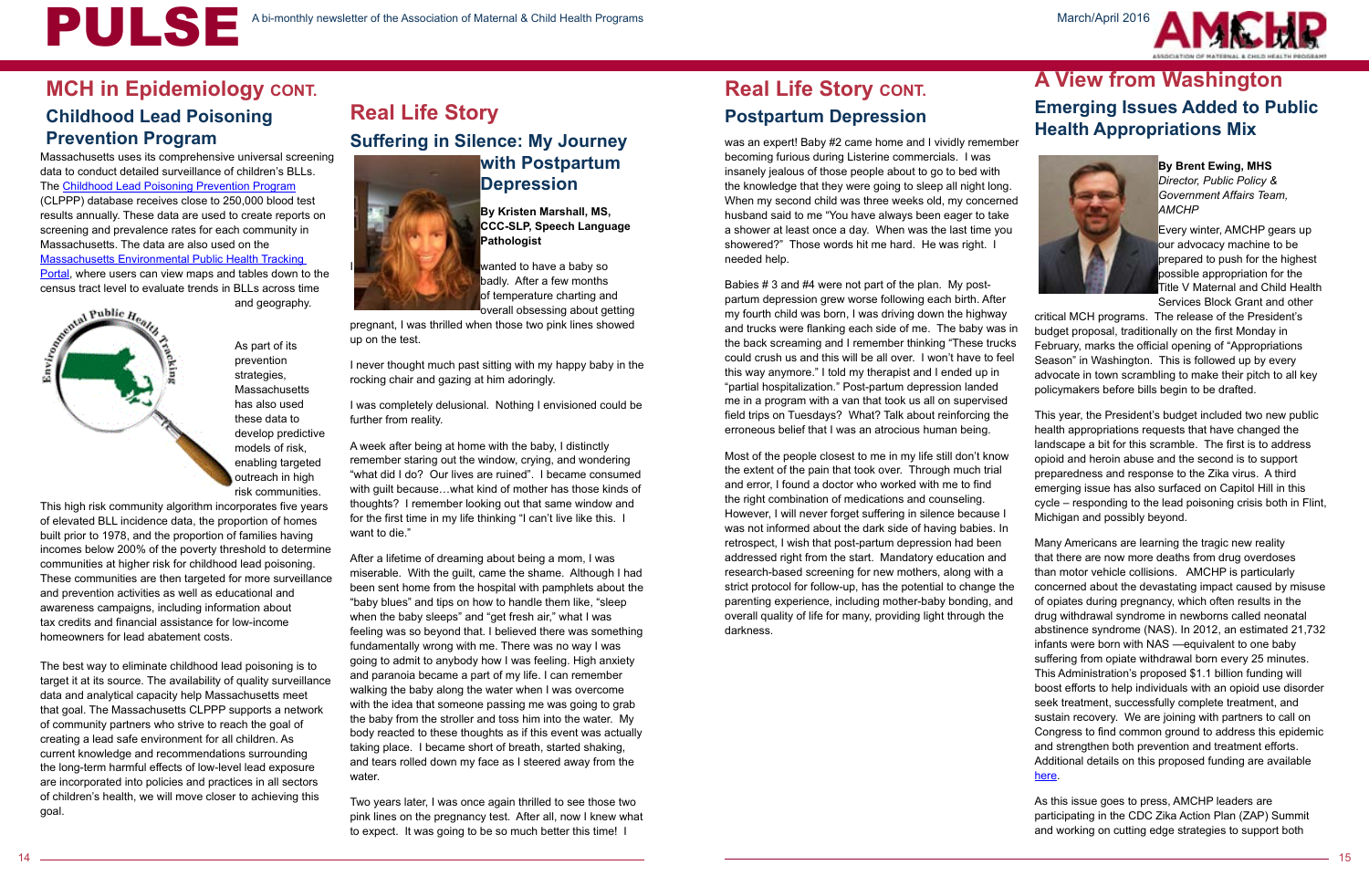## MCH in Epidemiology CONT.

### Childhood Lead Poisoning Prevention Program

Massachusetts uses its comprehensive universal screening data to conduct detailed surveillance of children's BLLs. The Childhood Lead Poisoning Prevention Program (CLPPP) database receives close to 250,000 blood test results annually. These data are used to create reports on screening and prevalence rates for each community in Massachusetts. The data are also used on the Massachusetts Environmental Public Health Tracking Portal, where users can view maps and tables down to the census tract level to evaluate trends in BLLs across time and geography.

As part of its prevention strategies, Massachusetts has also used these data to develop predictive models of risk, enabling targeted outreach in high risk communities. This high risk community algorithm incorporates five years of elevated BLL incidence data, the proportion of homes built prior to 1978, and the proportion of families having incomes below 200% of the poverty threshold to determine communities at higher risk for childhood lead poisoning. These communities are then targeted for more surveillance and prevention activities as well as educational and awareness campaigns, including information about tax credits and financial assistance for low-income homeowners for lead abatement costs.

The best way to eliminate childhood lead poisoning is to target it at its source. The availability of quality surveillance data and analytical capacity help Massachusetts meet that goal. The Massachusetts CLPPP supports a network of community partners who strive to reach the goal of creating a lead safe environment for all children. As current knowledge and recommendations surrounding the long-term harmful effects of low-level lead exposure are incorporated into policies and practices in all sectors of children's health, we will move closer to achieving this goal.

## Real Life Story

### Suffering in Silence: My Journey with Postpartum Depression

**By Kristen Marshall, MS, CCC-SLP, Speech Language Pathologist**

I wanted to have a baby so badly. After a few months of temperature charting and overall obsessing about getting pregnant, I was thrilled when those two pink lines showed up on the test.

I never thought much past sitting with my happy baby in the rocking chair and gazing at him adoringly.

I was completely delusional. Nothing I envisioned could be further from reality.

A week after being at home with the baby, I distinctly remember staring out the window, crying, and wondering "what did I do? Our lives are ruined". I became consumed with guilt because…what kind of mother has those kinds of thoughts? I remember looking out that same window and for the first time in my life thinking "I can't live like this. I want to die."

After a lifetime of dreaming about being a mom, I was miserable. With the guilt, came the shame. Although I had been sent home from the hospital with pamphlets about the "baby blues" and tips on how to handle them like, "sleep when the baby sleeps" and "get fresh air," what I was feeling was so beyond that. I believed there was something fundamentally wrong with me. There was no way I was going to admit to anybody how I was feeling. High anxiety and paranoia became a part of my life. I can remember walking the baby along the water when I was overcome with the idea that someone passing me was going to grab the baby from the stroller and toss him into the water. My body reacted to these thoughts as if this event was actually taking place. I became short of breath, started shaking, and tears rolled down my face as I steered away from the water.

Two years later, I was once again thrilled to see those two pink lines on the pregnancy test. After all, now I knew what to expect. It was going to be so much better this time! I

## Real Life Story CONT.

### Postpartum Depression

was an expert! Baby #2 came home and I vividly remember becoming furious during Listerine commercials. I was insanely jealous of those people about to go to bed with the knowledge that they were going to sleep all night long. When my second child was three weeks old, my concerned husband said to me "You have always been eager to take a shower at least once a day. When was the last time you showered?" Those words hit me hard. He was right. I needed help.

Babies # 3 and #4 were not part of the plan. My post-partum depression grew worse following each birth. After my fourth child was born, I was driving down the highway and trucks were flanking each side of me. The baby was in the back screaming and I remember thinking "These trucks could crush us and this will be all over. I won't have to feel this way anymore." I told my therapist and I ended up in "partial hospitalization." Post-partum depression landed me in a program with a van that took us all on supervised field trips on Tuesdays? What? Talk about reinforcing the erroneous belief that I was an atrocious human being.

Most of the people closest to me in my life still don't know the extent of the pain that took over. Through much trial and error, I found a doctor who worked with me to find the right combination of medications and counseling. However, I will never forget suffering in silence because I was not informed about the dark side of having babies. In retrospect, I wish that post-partum depression had been addressed right from the start. Mandatory education and research-based screening for new mothers, along with a strict protocol for follow-up, has the potential to change the parenting experience, including mother-baby bonding, and overall quality of life for many, providing light through the darkness.

## A View from Washington

### Emerging Issues Added to Public Health Appropriations Mix

**By Brent Ewing, MHS**
*Director, Public Policy & Government Affairs Team, AMCHP*

Every winter, AMCHP gears up our advocacy machine to be prepared to push for the highest possible appropriation for the Title V Maternal and Child Health Services Block Grant and other critical MCH programs. The release of the President's budget proposal, traditionally on the first Monday in February, marks the official opening of "Appropriations Season" in Washington. This is followed up by every advocate in town scrambling to make their pitch to all key policymakers before bills begin to be drafted.

This year, the President's budget included two new public health appropriations requests that have changed the landscape a bit for this scramble. The first is to address opioid and heroin abuse and the second is to support preparedness and response to the Zika virus. A third emerging issue has also surfaced on Capitol Hill in this cycle – responding to the lead poisoning crisis both in Flint, Michigan and possibly beyond.

Many Americans are learning the tragic new reality that there are now more deaths from drug overdoses than motor vehicle collisions. AMCHP is particularly concerned about the devastating impact caused by misuse of opiates during pregnancy, which often results in the drug withdrawal syndrome in newborns called neonatal abstinence syndrome (NAS). In 2012, an estimated 21,732 infants were born with NAS —equivalent to one baby suffering from opiate withdrawal born every 25 minutes. This Administration's proposed $1.1 billion funding will boost efforts to help individuals with an opioid use disorder seek treatment, successfully complete treatment, and sustain recovery. We are joining with partners to call on Congress to find common ground to address this epidemic and strengthen both prevention and treatment efforts. Additional details on this proposed funding are available here.

As this issue goes to press, AMCHP leaders are participating in the CDC Zika Action Plan (ZAP) Summit and working on cutting edge strategies to support both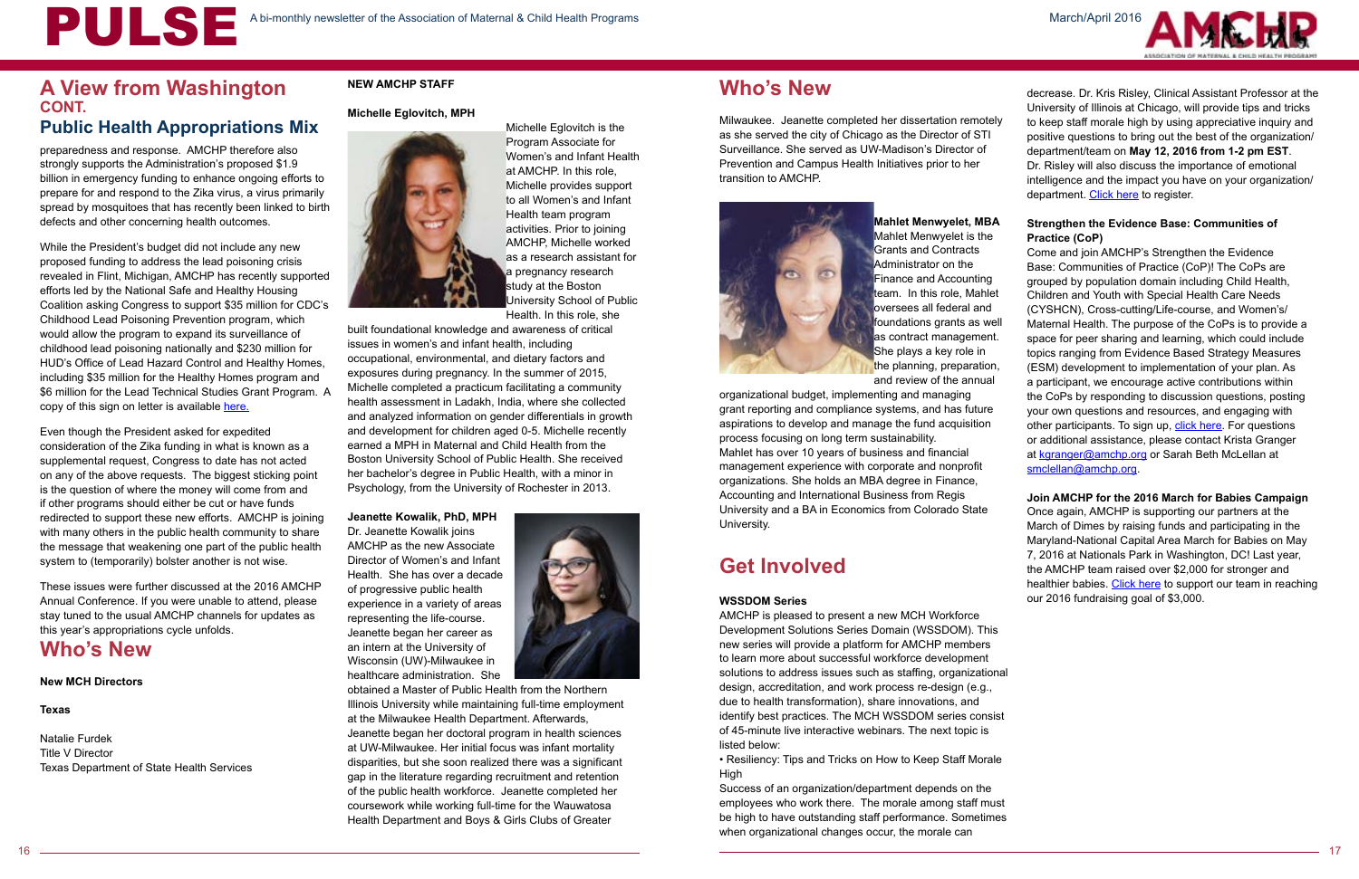## A View from Washington CONT.

## Public Health Appropriations Mix

preparedness and response. AMCHP therefore also strongly supports the Administration's proposed $1.9 billion in emergency funding to enhance ongoing efforts to prepare for and respond to the Zika virus, a virus primarily spread by mosquitoes that has recently been linked to birth defects and other concerning health outcomes.

While the President's budget did not include any new proposed funding to address the lead poisoning crisis revealed in Flint, Michigan, AMCHP has recently supported efforts led by the National Safe and Healthy Housing Coalition asking Congress to support $35 million for CDC's Childhood Lead Poisoning Prevention program, which would allow the program to expand its surveillance of childhood lead poisoning nationally and $230 million for HUD's Office of Lead Hazard Control and Healthy Homes, including $35 million for the Healthy Homes program and $6 million for the Lead Technical Studies Grant Program. A copy of this sign on letter is available here.

Even though the President asked for expedited consideration of the Zika funding in what is known as a supplemental request, Congress to date has not acted on any of the above requests. The biggest sticking point is the question of where the money will come from and if other programs should either be cut or have funds redirected to support these new efforts. AMCHP is joining with many others in the public health community to share the message that weakening one part of the public health system to (temporarily) bolster another is not wise.

These issues were further discussed at the 2016 AMCHP Annual Conference. If you were unable to attend, please stay tuned to the usual AMCHP channels for updates as this year's appropriations cycle unfolds.

## Who's New

**New MCH Directors**

**Texas**

Natalie Furdek
Title V Director
Texas Department of State Health Services

**NEW AMCHP STAFF**

**Michelle Eglovitch, MPH**

Michelle Eglovitch is the Program Associate for Women's and Infant Health at AMCHP. In this role, Michelle provides support to all Women's and Infant Health team program activities. Prior to joining AMCHP, Michelle worked as a research assistant for a pregnancy research study at the Boston University School of Public Health. In this role, she built foundational knowledge and awareness of critical issues in women's and infant health, including occupational, environmental, and dietary factors and exposures during pregnancy. In the summer of 2015, Michelle completed a practicum facilitating a community health assessment in Ladakh, India, where she collected and analyzed information on gender differentials in growth and development for children aged 0-5. Michelle recently earned a MPH in Maternal and Child Health from the Boston University School of Public Health. She received her bachelor's degree in Public Health, with a minor in Psychology, from the University of Rochester in 2013.

**Jeanette Kowalik, PhD, MPH**

Dr. Jeanette Kowalik joins AMCHP as the new Associate Director of Women's and Infant Health. She has over a decade of progressive public health experience in a variety of areas representing the life-course. Jeanette began her career as an intern at the University of Wisconsin (UW)-Milwaukee in healthcare administration. She obtained a Master of Public Health from the Northern Illinois University while maintaining full-time employment at the Milwaukee Health Department. Afterwards, Jeanette began her doctoral program in health sciences at UW-Milwaukee. Her initial focus was infant mortality disparities, but she soon realized there was a significant gap in the literature regarding recruitment and retention of the public health workforce. Jeanette completed her coursework while working full-time for the Wauwatosa Health Department and Boys & Girls Clubs of Greater Milwaukee. Jeanette completed her dissertation remotely as she served the city of Chicago as the Director of STI Surveillance. She served as UW-Madison's Director of Prevention and Campus Health Initiatives prior to her transition to AMCHP.

**Mahlet Menwyelet, MBA**

Mahlet Menwyelet is the Grants and Contracts Administrator on the Finance and Accounting team. In this role, Mahlet oversees all federal and foundations grants as well as contract management. She plays a key role in the planning, preparation, and review of the annual organizational budget, implementing and managing grant reporting and compliance systems, and has future aspirations to develop and manage the fund acquisition process focusing on long term sustainability. Mahlet has over 10 years of business and financial management experience with corporate and nonprofit organizations. She holds an MBA degree in Finance, Accounting and International Business from Regis University and a BA in Economics from Colorado State University.

## Get Involved

**WSSDOM Series**

AMCHP is pleased to present a new MCH Workforce Development Solutions Series Domain (WSSDOM). This new series will provide a platform for AMCHP members to learn more about successful workforce development solutions to address issues such as staffing, organizational design, accreditation, and work process re-design (e.g., due to health transformation), share innovations, and identify best practices. The MCH WSSDOM series consist of 45-minute live interactive webinars. The next topic is listed below:

• Resiliency: Tips and Tricks on How to Keep Staff Morale High

Success of an organization/department depends on the employees who work there. The morale among staff must be high to have outstanding staff performance. Sometimes when organizational changes occur, the morale can decrease. Dr. Kris Risley, Clinical Assistant Professor at the University of Illinois at Chicago, will provide tips and tricks to keep staff morale high by using appreciative inquiry and positive questions to bring out the best of the organization/department/team on **May 12, 2016 from 1-2 pm EST**. Dr. Risley will also discuss the importance of emotional intelligence and the impact you have on your organization/department. Click here to register.

**Strengthen the Evidence Base: Communities of Practice (CoP)**

Come and join AMCHP's Strengthen the Evidence Base: Communities of Practice (CoP)! The CoPs are grouped by population domain including Child Health, Children and Youth with Special Health Care Needs (CYSHCN), Cross-cutting/Life-course, and Women's/Maternal Health. The purpose of the CoPs is to provide a space for peer sharing and learning, which could include topics ranging from Evidence Based Strategy Measures (ESM) development to implementation of your plan. As a participant, we encourage active contributions within the CoPs by responding to discussion questions, posting your own questions and resources, and engaging with other participants. To sign up, click here. For questions or additional assistance, please contact Krista Granger at kgranger@amchp.org or Sarah Beth McLellan at smclellan@amchp.org.

**Join AMCHP for the 2016 March for Babies Campaign**

Once again, AMCHP is supporting our partners at the March of Dimes by raising funds and participating in the Maryland-National Capital Area March for Babies on May 7, 2016 at Nationals Park in Washington, DC! Last year, the AMCHP team raised over $2,000 for stronger and healthier babies. Click here to support our team in reaching our 2016 fundraising goal of $3,000.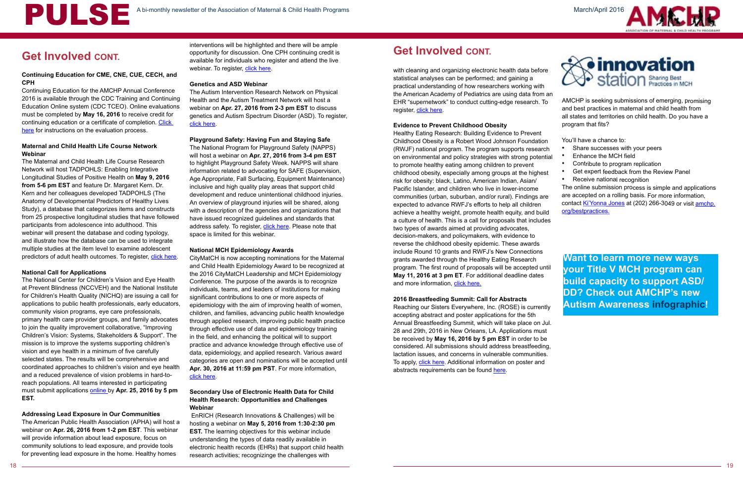## Get Involved CONT.

**Continuing Education for CME, CNE, CUE, CECH, and CPH**

Continuing Education for the AMCHP Annual Conference 2016 is available through the CDC Training and Continuing Education Online system (CDC TCEO). Online evaluations must be completed by **May 16, 2016** to receive credit for continuing education or a certificate of completion. Click here for instructions on the evaluation process.

**Maternal and Child Health Life Course Network Webinar**

The Maternal and Child Health Life Course Research Network will host TADPOHLS: Enabling Integrative Longitudinal Studies of Positive Health on **May 9, 2016 from 5-6 pm EST** and feature Dr. Margaret Kern. Dr. Kern and her colleagues developed TADPOHLS (The Anatomy of Developmental Predictors of Healthy Lives Study), a database that categorizes items and constructs from 25 prospective longitudinal studies that have followed participants from adolescence into adulthood. This webinar will present the database and coding typology, and illustrate how the database can be used to integrate multiple studies at the item level to examine adolescent predictors of adult health outcomes. To register, click here.

**National Call for Applications**

The National Center for Children's Vision and Eye Health at Prevent Blindness (NCCVEH) and the National Institute for Children's Health Quality (NICHQ) are issuing a call for applications to public health professionals, early educators, community vision programs, eye care professionals, primary health care provider groups, and family advocates to join the quality improvement collaborative, "Improving Children's Vision: Systems, Stakeholders & Support". The mission is to improve the systems supporting children's vision and eye health in a minimum of five carefully selected states. The results will be comprehensive and coordinated approaches to children's vision and eye health and a reduced prevalence of vision problems in hard-to-reach populations. All teams interested in participating must submit applications online by **Apr. 25, 2016 by 5 pm EST.**

**Addressing Lead Exposure in Our Communities**

The American Public Health Association (APHA) will host a webinar on **Apr. 26, 2016 from 1-2 pm EST**. This webinar will provide information about lead exposure, focus on community solutions to lead exposure, and provide tools for preventing lead exposure in the home. Healthy homes interventions will be highlighted and there will be ample opportunity for discussion. One CPH continuing credit is available for individuals who register and attend the live webinar. To register, click here.

**Genetics and ASD Webinar**

The Autism Intervention Research Network on Physical Health and the Autism Treatment Network will host a webinar on **Apr. 27, 2016 from 2-3 pm EST** to discuss genetics and Autism Spectrum Disorder (ASD). To register, click here.

**Playground Safety: Having Fun and Staying Safe**

The National Program for Playground Safety (NAPPS) will host a webinar on **Apr. 27, 2016 from 3-4 pm EST** to highlight Playground Safety Week. NAPPS will share information related to advocating for SAFE (Supervision, Age Appropriate, Fall Surfacing, Equipment Maintenance) inclusive and high quality play areas that support child development and reduce unintentional childhood injuries. An overview of playground injuries will be shared, along with a description of the agencies and organizations that have issued recognized guidelines and standards that address safety. To register, click here. Please note that space is limited for this webinar.

**National MCH Epidemiology Awards**

CityMatCH is now accepting nominations for the Maternal and Child Health Epidemiology Award to be recognized at the 2016 CityMatCH Leadership and MCH Epidemiology Conference. The purpose of the awards is to recognize individuals, teams, and leaders of institutions for making significant contributions to one or more aspects of epidemiology with the aim of improving health of women, children, and families, advancing public health knowledge through applied research, improving public health practice through effective use of data and epidemiology training in the field, and enhancing the political will to support practice and advance knowledge through effective use of data, epidemiology, and applied research. Various award categories are open and nominations will be accepted until **Apr. 30, 2016 at 11:59 pm PST**. For more information, click here.

**Secondary Use of Electronic Health Data for Child Health Research: Opportunities and Challenges Webinar**

EnRICH (Research Innovations & Challenges) will be hosting a webinar on **May 5, 2016 from 1:30-2:30 pm EST.** The learning objectives for this webinar include understanding the types of data readily available in electronic health records (EHRs) that support child health research activities; recognizinge the challenges with cleaning and organizing electronic health data before statistical analyses can be performed; and gaining a practical understanding of how researchers working with the American Academy of Pediatrics are using data from an EHR "supernetwork" to conduct cutting-edge research. To register, click here.

**Evidence to Prevent Childhood Obesity**

Healthy Eating Research: Building Evidence to Prevent Childhood Obesity is a Robert Wood Johnson Foundation (RWJF) national program. The program supports research on environmental and policy strategies with strong potential to promote healthy eating among children to prevent childhood obesity, especially among groups at the highest risk for obesity: black, Latino, American Indian, Asian/Pacific Islander, and children who live in lower-income communities (urban, suburban, and/or rural). Findings are expected to advance RWFJ's efforts to help all children achieve a healthy weight, promote health equity, and build a culture of health. This is a call for proposals that includes two types of awards aimed at providing advocates, decision-makers, and policymakers, with evidence to reverse the childhood obesity epidemic. These awards include Round 10 grants and RWFJ's New Connections grants awarded through the Healthy Eating Research program. The first round of proposals will be accepted until **May 11, 2016 at 3 pm ET**. For additional deadline dates and more information, click here.

**2016 Breastfeeding Summit: Call for Abstracts**

Reaching our Sisters Everywhere, Inc. (ROSE) is currently accepting abstract and poster applications for the 5th Annual Breastfeeding Summit, which will take place on Jul. 28 and 29th, 2016 in New Orleans, LA. Applications must be received by **May 16, 2016 by 5 pm EST** in order to be considered. All submissions should address breastfeeding, lactation issues, and concerns in vulnerable communities. To apply, click here. Additional information on poster and abstracts requirements can be found here.

**innovation station** Sharing Best Practices in MCH

AMCHP is seeking submissions of emerging, promising and best practices in maternal and child health from all states and territories on child health. Do you have a program that fits?

You'll have a chance to:

- Share successes with your peers
- Enhance the MCH field
- Contribute to program replication
- Get expert feedback from the Review Panel
- Receive national recognition

The online submission process is simple and applications are accepted on a rolling basis. For more information, contact Ki'Yonna Jones at (202) 266-3049 or visit amchp.org/bestpractices.

**Want to learn more new ways your Title V MCH program can build capacity to support ASD/DD? Check out AMCHP's new Autism Awareness infographic!**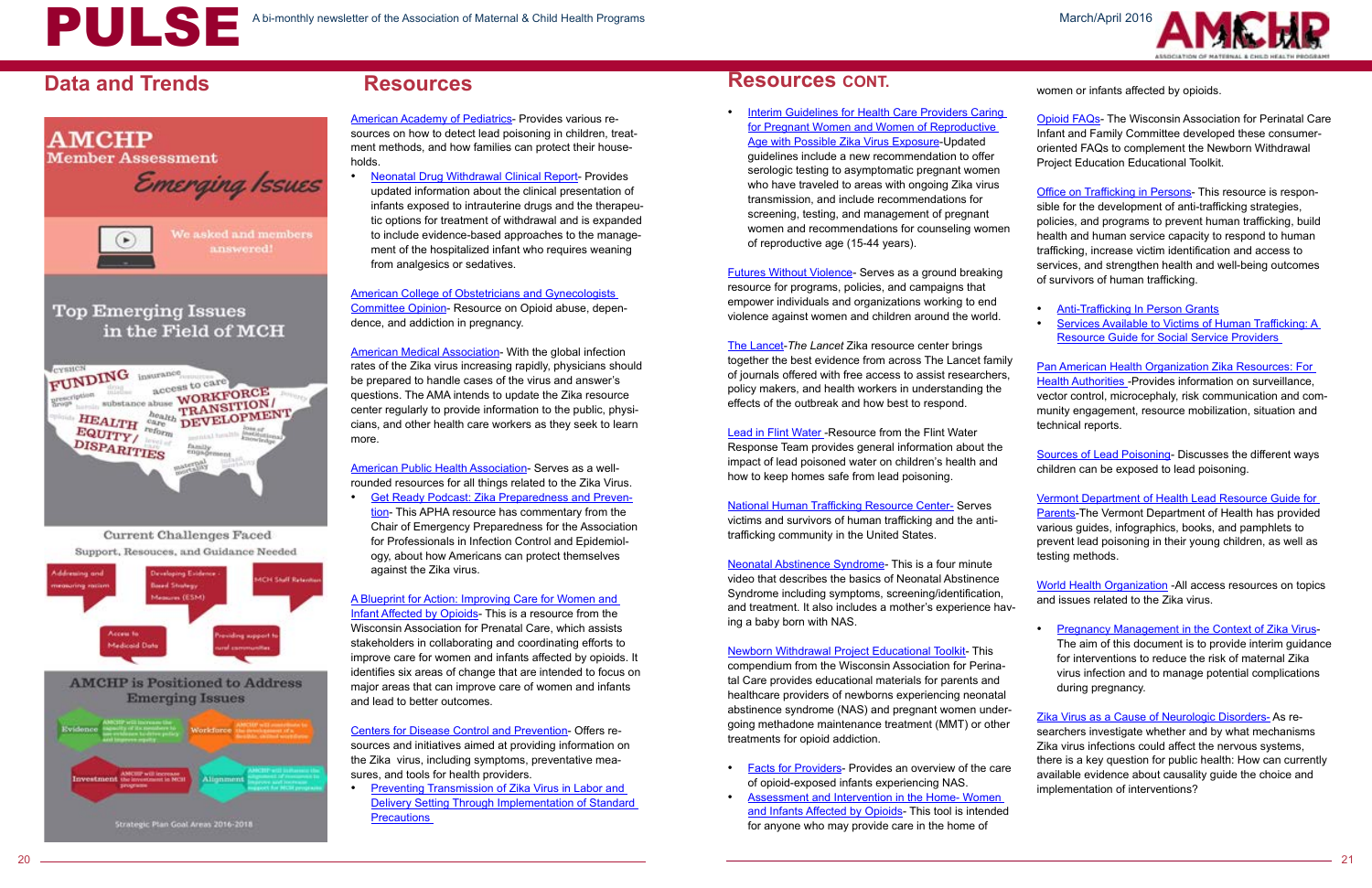## Data and Trends

AMCHP Member Assessment

Emerging Issues

We asked and members answered!

Top Emerging Issues in the Field of MCH

Current Challenges Faced

Support, Resouces, and Guidance Needed

AMCHP is Positioned to Address Emerging Issues

Strategic Plan Goal Areas 2016-2018

## Resources

American Academy of Pediatrics- Provides various resources on how to detect lead poisoning in children, treatment methods, and how families can protect their households.

- Neonatal Drug Withdrawal Clinical Report- Provides updated information about the clinical presentation of infants exposed to intrauterine drugs and the therapeutic options for treatment of withdrawal and is expanded to include evidence-based approaches to the management of the hospitalized infant who requires weaning from analgesics or sedatives.

American College of Obstetricians and Gynecologists Committee Opinion- Resource on Opioid abuse, dependence, and addiction in pregnancy.

American Medical Association- With the global infection rates of the Zika virus increasing rapidly, physicians should be prepared to handle cases of the virus and answer's questions. The AMA intends to update the Zika resource center regularly to provide information to the public, physicians, and other health care workers as they seek to learn more.

American Public Health Association- Serves as a well-rounded resources for all things related to the Zika Virus.

- Get Ready Podcast: Zika Preparedness and Prevention- This APHA resource has commentary from the Chair of Emergency Preparedness for the Association for Professionals in Infection Control and Epidemiology, about how Americans can protect themselves against the Zika virus.

A Blueprint for Action: Improving Care for Women and Infant Affected by Opioids- This is a resource from the Wisconsin Association for Prenatal Care, which assists stakeholders in collaborating and coordinating efforts to improve care for women and infants affected by opioids. It identifies six areas of change that are intended to focus on major areas that can improve care of women and infants and lead to better outcomes.

Centers for Disease Control and Prevention- Offers resources and initiatives aimed at providing information on the Zika virus, including symptoms, preventative measures, and tools for health providers.

- Preventing Transmission of Zika Virus in Labor and Delivery Setting Through Implementation of Standard Precautions

## Resources CONT.

- Interim Guidelines for Health Care Providers Caring for Pregnant Women and Women of Reproductive Age with Possible Zika Virus Exposure-Updated guidelines include a new recommendation to offer serologic testing to asymptomatic pregnant women who have traveled to areas with ongoing Zika virus transmission, and include recommendations for screening, testing, and management of pregnant women and recommendations for counseling women of reproductive age (15-44 years).

Futures Without Violence- Serves as a ground breaking resource for programs, policies, and campaigns that empower individuals and organizations working to end violence against women and children around the world.

The Lancet-*The Lancet* Zika resource center brings together the best evidence from across The Lancet family of journals offered with free access to assist researchers, policy makers, and health workers in understanding the effects of the outbreak and how best to respond.

Lead in Flint Water -Resource from the Flint Water Response Team provides general information about the impact of lead poisoned water on children's health and how to keep homes safe from lead poisoning.

National Human Trafficking Resource Center- Serves victims and survivors of human trafficking and the anti-trafficking community in the United States.

Neonatal Abstinence Syndrome- This is a four minute video that describes the basics of Neonatal Abstinence Syndrome including symptoms, screening/identification, and treatment. It also includes a mother's experience having a baby born with NAS.

Newborn Withdrawal Project Educational Toolkit- This compendium from the Wisconsin Association for Perinatal Care provides educational materials for parents and healthcare providers of newborns experiencing neonatal abstinence syndrome (NAS) and pregnant women undergoing methadone maintenance treatment (MMT) or other treatments for opioid addiction.

- Facts for Providers- Provides an overview of the care of opioid-exposed infants experiencing NAS.
- Assessment and Intervention in the Home- Women and Infants Affected by Opioids- This tool is intended for anyone who may provide care in the home of women or infants affected by opioids.

Opioid FAQs- The Wisconsin Association for Perinatal Care Infant and Family Committee developed these consumer-oriented FAQs to complement the Newborn Withdrawal Project Education Educational Toolkit.

Office on Trafficking in Persons- This resource is responsible for the development of anti-trafficking strategies, policies, and programs to prevent human trafficking, build health and human service capacity to respond to human trafficking, increase victim identification and access to services, and strengthen health and well-being outcomes of survivors of human trafficking.

- Anti-Trafficking In Person Grants
- Services Available to Victims of Human Trafficking: A Resource Guide for Social Service Providers

Pan American Health Organization Zika Resources: For Health Authorities -Provides information on surveillance, vector control, microcephaly, risk communication and community engagement, resource mobilization, situation and technical reports.

Sources of Lead Poisoning- Discusses the different ways children can be exposed to lead poisoning.

Vermont Department of Health Lead Resource Guide for Parents-The Vermont Department of Health has provided various guides, infographics, books, and pamphlets to prevent lead poisoning in their young children, as well as testing methods.

World Health Organization -All access resources on topics and issues related to the Zika virus.

- Pregnancy Management in the Context of Zika Virus- The aim of this document is to provide interim guidance for interventions to reduce the risk of maternal Zika virus infection and to manage potential complications during pregnancy.

Zika Virus as a Cause of Neurologic Disorders- As researchers investigate whether and by what mechanisms Zika virus infections could affect the nervous systems, there is a key question for public health: How can currently available evidence about causality guide the choice and implementation of interventions?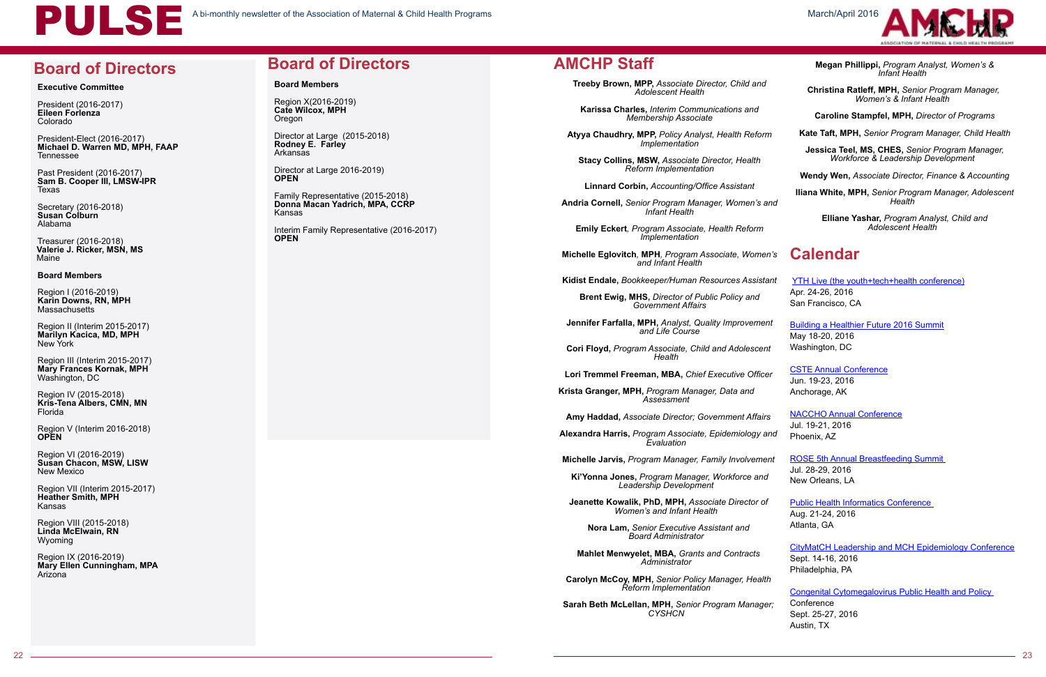## Board of Directors

### Executive Committee

President (2016-2017)
**Eileen Forlenza**
Colorado

President-Elect (2016-2017)
**Michael D. Warren MD, MPH, FAAP**
Tennessee

Past President (2016-2017)
**Sam B. Cooper III, LMSW-IPR**
Texas

Secretary (2016-2018)
**Susan Colburn**
Alabama

Treasurer (2016-2018)
**Valerie J. Ricker, MSN, MS**
Maine

### Board Members

Region I (2016-2019)
**Karin Downs, RN, MPH**
Massachusetts

Region II (Interim 2015-2017)
**Marilyn Kacica, MD, MPH**
New York

Region III (Interim 2015-2017)
**Mary Frances Kornak, MPH**
Washington, DC

Region IV (2015-2018)
**Kris-Tena Albers, CMN, MN**
Florida

Region V (Interim 2016-2018)
**OPEN**

Region VI (2016-2019)
**Susan Chacon, MSW, LISW**
New Mexico

Region VII (Interim 2015-2017)
**Heather Smith, MPH**
Kansas

Region VIII (2015-2018)
**Linda McElwain, RN**
Wyoming

Region IX (2016-2019)
**Mary Ellen Cunningham, MPA**
Arizona

## Board of Directors

### Board Members

Region X(2016-2019)
**Cate Wilcox, MPH**
Oregon

Director at Large (2015-2018)
**Rodney E. Farley**
Arkansas

Director at Large 2016-2019)
**OPEN**

Family Representative (2015-2018)
**Donna Macan Yadrich, MPA, CCRP**
Kansas

Interim Family Representative (2016-2017)
**OPEN**

## AMCHP Staff

**Treeby Brown, MPP,** *Associate Director, Child and Adolescent Health*

**Karissa Charles,** *Interim Communications and Membership Associate*

**Atyya Chaudhry, MPP,** *Policy Analyst, Health Reform Implementation*

**Stacy Collins, MSW,** *Associate Director, Health Reform Implementation*

**Linnard Corbin,** *Accounting/Office Assistant*

**Andria Cornell,** *Senior Program Manager, Women's and Infant Health*

**Emily Eckert**, *Program Associate, Health Reform Implementation*

**Michelle Eglovitch**, **MPH**, *Program Associate, Women's and Infant Health*

**Kidist Endale,** *Bookkeeper/Human Resources Assistant*

**Brent Ewig, MHS,** *Director of Public Policy and Government Affairs*

**Jennifer Farfalla, MPH,** *Analyst, Quality Improvement and Life Course*

**Cori Floyd,** *Program Associate, Child and Adolescent Health*

**Lori Tremmel Freeman, MBA,** *Chief Executive Officer*

**Krista Granger, MPH,** *Program Manager, Data and Assessment*

**Amy Haddad,** *Associate Director; Government Affairs*

**Alexandra Harris,** *Program Associate, Epidemiology and Evaluation*

**Michelle Jarvis,** *Program Manager, Family Involvement*

**Ki'Yonna Jones,** *Program Manager, Workforce and Leadership Development*

**Jeanette Kowalik, PhD, MPH,** *Associate Director of Women's and Infant Health*

**Nora Lam,** *Senior Executive Assistant and Board Administrator*

**Mahlet Menwyelet, MBA,** *Grants and Contracts Administrator*

**Carolyn McCoy, MPH,** *Senior Policy Manager, Health Reform Implementation*

**Sarah Beth McLellan, MPH,** *Senior Program Manager; CYSHCN*

**Megan Phillippi,** *Program Analyst, Women's & Infant Health*

**Christina Ratleff, MPH,** *Senior Program Manager, Women's & Infant Health*

**Caroline Stampfel, MPH,** *Director of Programs*

**Kate Taft, MPH,** *Senior Program Manager, Child Health*

**Jessica Teel, MS, CHES,** *Senior Program Manager, Workforce & Leadership Development*

**Wendy Wen,** *Associate Director, Finance & Accounting*

**Iliana White, MPH,** *Senior Program Manager, Adolescent Health*

**Elliane Yashar,** *Program Analyst, Child and Adolescent Health*

## Calendar

YTH Live (the youth+tech+health conference)
Apr. 24-26, 2016
San Francisco, CA

Building a Healthier Future 2016 Summit
May 18-20, 2016
Washington, DC

CSTE Annual Conference
Jun. 19-23, 2016
Anchorage, AK

NACCHO Annual Conference
Jul. 19-21, 2016
Phoenix, AZ

ROSE 5th Annual Breastfeeding Summit
Jul. 28-29, 2016
New Orleans, LA

Public Health Informatics Conference
Aug. 21-24, 2016
Atlanta, GA

CityMatCH Leadership and MCH Epidemiology Conference
Sept. 14-16, 2016
Philadelphia, PA

Congenital Cytomegalovirus Public Health and Policy Conference
Sept. 25-27, 2016
Austin, TX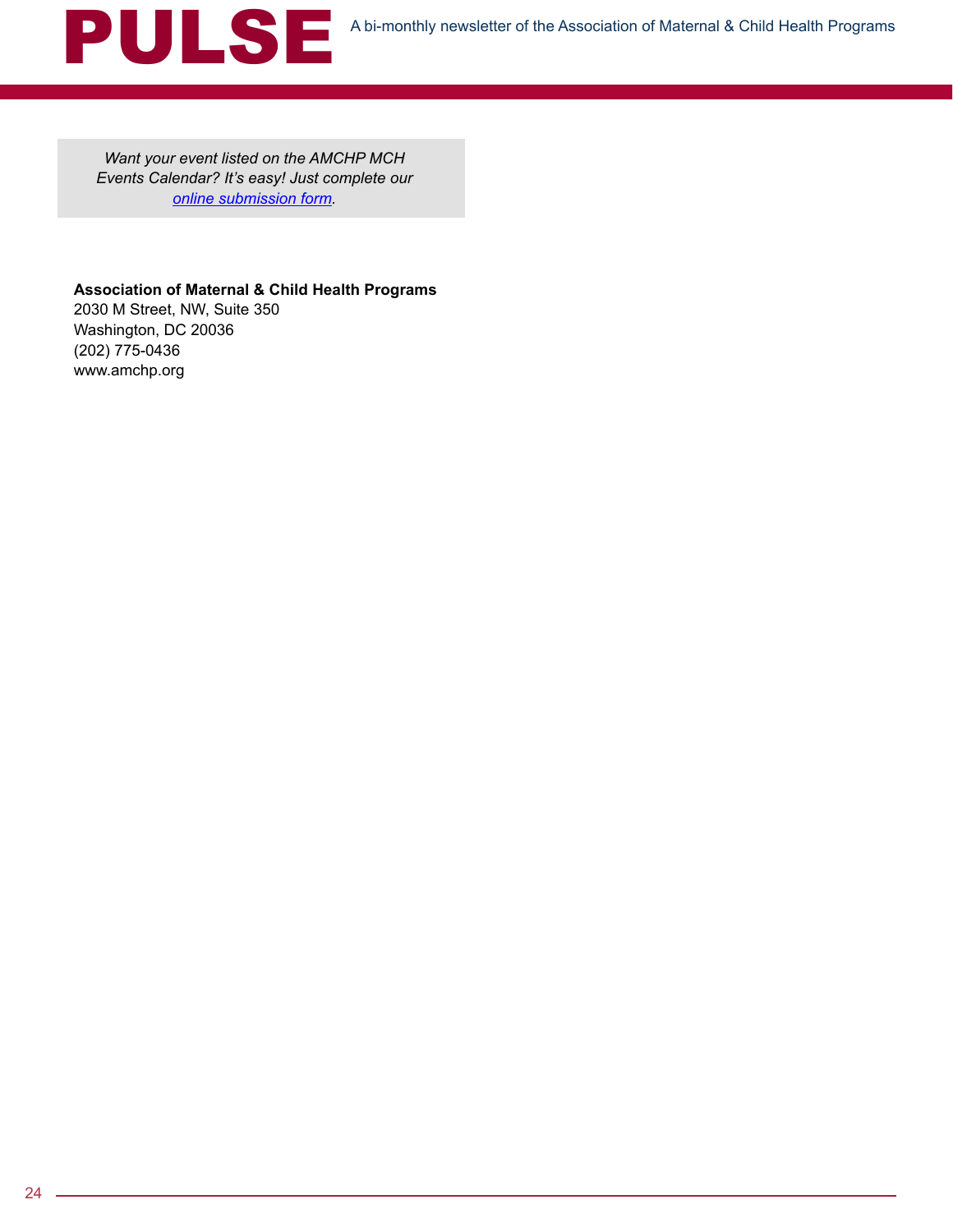*Want your event listed on the AMCHP MCH Events Calendar? It's easy! Just complete our online submission form.*

**Association of Maternal & Child Health Programs**
2030 M Street, NW, Suite 350
Washington, DC 20036
(202) 775-0436
www.amchp.org